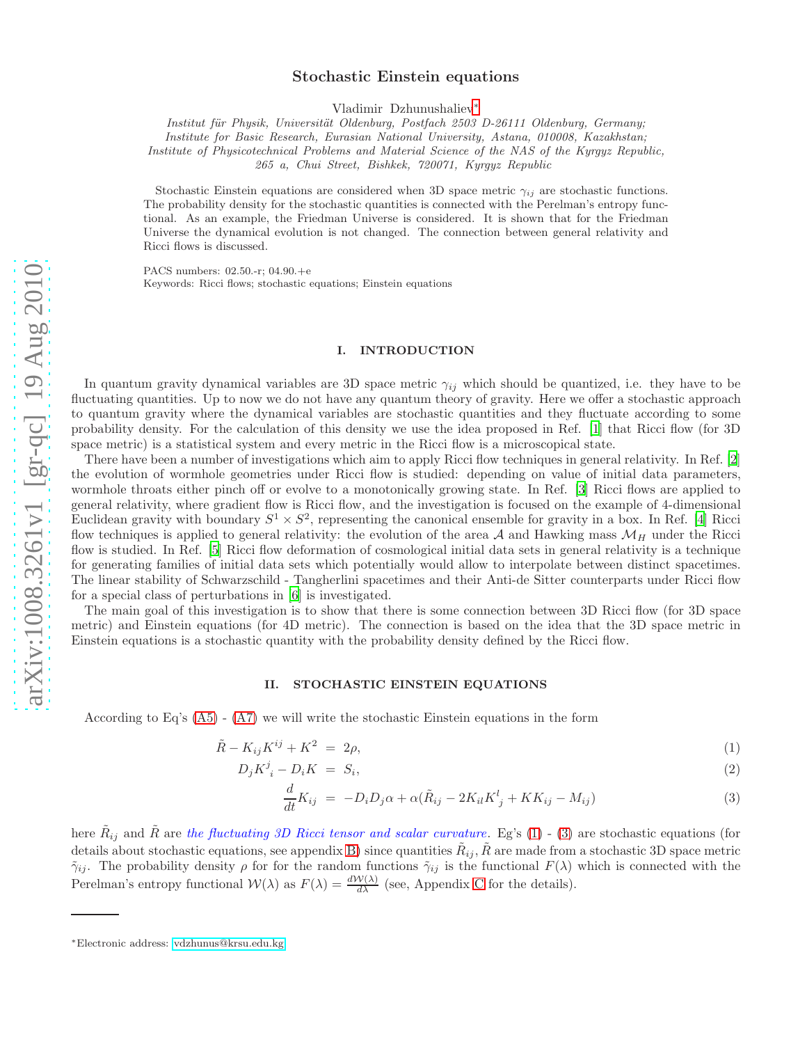# Stochastic Einstein equations

Vladimir Dzhunushaliev*

*Institut für Physik, Universität Oldenburg, Postfach 2503 D-26111 Oldenburg, Germany;*
*Institute for Basic Research, Eurasian National University, Astana, 010008, Kazakhstan;*
*Institute of Physicotechnical Problems and Material Science of the NAS of the Kyrgyz Republic, 265 a, Chui Street, Bishkek, 720071, Kyrgyz Republic*

Stochastic Einstein equations are considered when 3D space metric $\gamma_{ij}$ are stochastic functions. The probability density for the stochastic quantities is connected with the Perelman's entropy functional. As an example, the Friedman Universe is considered. It is shown that for the Friedman Universe the dynamical evolution is not changed. The connection between general relativity and Ricci flows is discussed.

PACS numbers: 02.50.-r; 04.90.+e
Keywords: Ricci flows; stochastic equations; Einstein equations

## I. INTRODUCTION

In quantum gravity dynamical variables are 3D space metric $\gamma_{ij}$ which should be quantized, i.e. they have to be fluctuating quantities. Up to now we do not have any quantum theory of gravity. Here we offer a stochastic approach to quantum gravity where the dynamical variables are stochastic quantities and they fluctuate according to some probability density. For the calculation of this density we use the idea proposed in Ref. [1] that Ricci flow (for 3D space metric) is a statistical system and every metric in the Ricci flow is a microscopical state.

There have been a number of investigations which aim to apply Ricci flow techniques in general relativity. In Ref. [2] the evolution of wormhole geometries under Ricci flow is studied: depending on value of initial data parameters, wormhole throats either pinch off or evolve to a monotonically growing state. In Ref. [3] Ricci flows are applied to general relativity, where gradient flow is Ricci flow, and the investigation is focused on the example of 4-dimensional Euclidean gravity with boundary $S^1 \times S^2$, representing the canonical ensemble for gravity in a box. In Ref. [4] Ricci flow techniques is applied to general relativity: the evolution of the area $\mathcal{A}$ and Hawking mass $\mathcal{M}_H$ under the Ricci flow is studied. In Ref. [5] Ricci flow deformation of cosmological initial data sets in general relativity is a technique for generating families of initial data sets which potentially would allow to interpolate between distinct spacetimes. The linear stability of Schwarzschild - Tangherlini spacetimes and their Anti-de Sitter counterparts under Ricci flow for a special class of perturbations in [6] is investigated.

The main goal of this investigation is to show that there is some connection between 3D Ricci flow (for 3D space metric) and Einstein equations (for 4D metric). The connection is based on the idea that the 3D space metric in Einstein equations is a stochastic quantity with the probability density defined by the Ricci flow.

## II. STOCHASTIC EINSTEIN EQUATIONS

According to Eq's (A5) - (A7) we will write the stochastic Einstein equations in the form

$$\tilde{R} - K_{ij}K^{ij} + K^2 = 2\rho, \tag{1}$$

$$D_j K^j_{\ i} - D_i K = S_i, \tag{2}$$

$$\frac{d}{dt}K_{ij} = -D_i D_j \alpha + \alpha(\tilde{R}_{ij} - 2K_{il}K^l_{\ j} + KK_{ij} - M_{ij}) \tag{3}$$

here $\tilde{R}_{ij}$ and $\tilde{R}$ are *the fluctuating 3D Ricci tensor and scalar curvature*. Eg's (1) - (3) are stochastic equations (for details about stochastic equations, see appendix B) since quantities $\tilde{R}_{ij}, \tilde{R}$ are made from a stochastic 3D space metric $\tilde{\gamma}_{ij}$. The probability density $\rho$ for for the random functions $\tilde{\gamma}_{ij}$ is the functional $F(\lambda)$ which is connected with the Perelman's entropy functional $\mathcal{W}(\lambda)$ as $F(\lambda) = \frac{d\mathcal{W}(\lambda)}{d\lambda}$ (see, Appendix C for the details).

*Electronic address: vdzhunus@krsu.edu.kg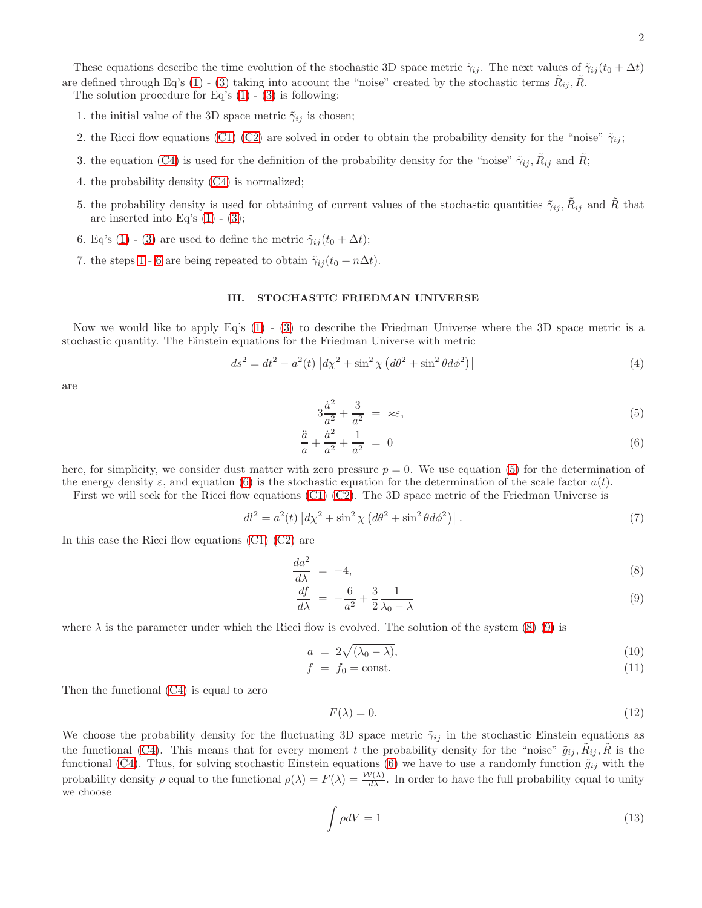These equations describe the time evolution of the stochastic 3D space metric $\tilde{\gamma}_{ij}$. The next values of $\tilde{\gamma}_{ij}(t_0 + \Delta t)$ are defined through Eq's (1) - (3) taking into account the "noise" created by the stochastic terms $\tilde{R}_{ij}, \tilde{R}$.

The solution procedure for Eq's (1) - (3) is following:

1. the initial value of the 3D space metric $\tilde{\gamma}_{ij}$ is chosen;
2. the Ricci flow equations (C1) (C2) are solved in order to obtain the probability density for the "noise" $\tilde{\gamma}_{ij}$;
3. the equation (C4) is used for the definition of the probability density for the "noise" $\tilde{\gamma}_{ij}, \tilde{R}_{ij}$ and $\tilde{R}$;
4. the probability density (C4) is normalized;
5. the probability density is used for obtaining of current values of the stochastic quantities $\tilde{\gamma}_{ij}, \tilde{R}_{ij}$ and $\tilde{R}$ that are inserted into Eq's (1) - (3);
6. Eq's (1) - (3) are used to define the metric $\tilde{\gamma}_{ij}(t_0 + \Delta t)$;
7. the steps 1 - 6 are being repeated to obtain $\tilde{\gamma}_{ij}(t_0 + n\Delta t)$.

## III. STOCHASTIC FRIEDMAN UNIVERSE

Now we would like to apply Eq's (1) - (3) to describe the Friedman Universe where the 3D space metric is a stochastic quantity. The Einstein equations for the Friedman Universe with metric

$$ds^2 = dt^2 - a^2(t)\left[d\chi^2 + \sin^2\chi\left(d\theta^2 + \sin^2\theta d\phi^2\right)\right] \tag{4}$$

are

$$3\frac{\dot{a}^2}{a^2} + \frac{3}{a^2} = \varkappa\varepsilon, \tag{5}$$

$$\frac{\ddot{a}}{a} + \frac{\dot{a}^2}{a^2} + \frac{1}{a^2} = 0 \tag{6}$$

here, for simplicity, we consider dust matter with zero pressure $p = 0$. We use equation (5) for the determination of the energy density $\varepsilon$, and equation (6) is the stochastic equation for the determination of the scale factor $a(t)$.

First we will seek for the Ricci flow equations (C1) (C2). The 3D space metric of the Friedman Universe is

$$dl^2 = a^2(t)\left[d\chi^2 + \sin^2\chi\left(d\theta^2 + \sin^2\theta d\phi^2\right)\right]. \tag{7}$$

In this case the Ricci flow equations (C1) (C2) are

$$\frac{da^2}{d\lambda} = -4, \tag{8}$$

$$\frac{df}{d\lambda} = -\frac{6}{a^2} + \frac{3}{2}\frac{1}{\lambda_0 - \lambda} \tag{9}$$

where $\lambda$ is the parameter under which the Ricci flow is evolved. The solution of the system (8) (9) is

$$a = 2\sqrt{(\lambda_0 - \lambda)}, \tag{10}$$

$$f = f_0 = \text{const.} \tag{11}$$

Then the functional (C4) is equal to zero

$$F(\lambda) = 0. \tag{12}$$

We choose the probability density for the fluctuating 3D space metric $\tilde{\gamma}_{ij}$ in the stochastic Einstein equations as the functional (C4). This means that for every moment $t$ the probability density for the "noise" $\tilde{g}_{ij}, \tilde{R}_{ij}, \tilde{R}$ is the functional (C4). Thus, for solving stochastic Einstein equations (6) we have to use a randomly function $\tilde{g}_{ij}$ with the probability density $\rho$ equal to the functional $\rho(\lambda) = F(\lambda) = \frac{\mathcal{W}(\lambda)}{d\lambda}$. In order to have the full probability equal to unity we choose

$$\int \rho dV = 1 \tag{13}$$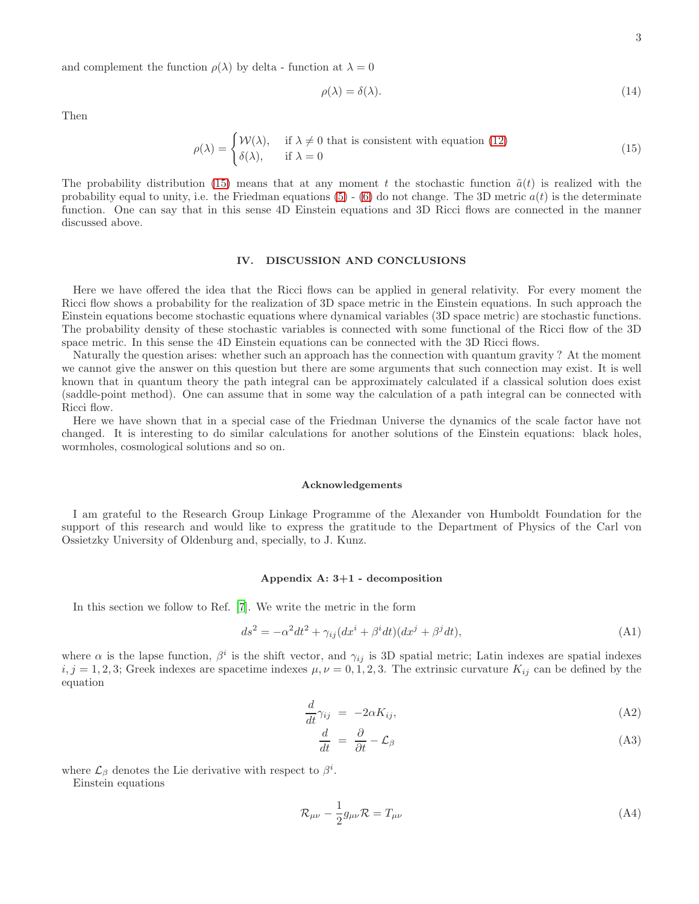and complement the function $\rho(\lambda)$ by delta - function at $\lambda = 0$

$$\rho(\lambda) = \delta(\lambda). \tag{14}$$

Then

$$\rho(\lambda) = \begin{cases} \mathcal{W}(\lambda), & \text{if } \lambda \neq 0 \text{ that is consistent with equation (12)} \\ \delta(\lambda), & \text{if } \lambda = 0 \end{cases} \tag{15}$$

The probability distribution (15) means that at any moment $t$ the stochastic function $\tilde{a}(t)$ is realized with the probability equal to unity, i.e. the Friedman equations (5) - (6) do not change. The 3D metric $a(t)$ is the determinate function. One can say that in this sense 4D Einstein equations and 3D Ricci flows are connected in the manner discussed above.

## IV. DISCUSSION AND CONCLUSIONS

Here we have offered the idea that the Ricci flows can be applied in general relativity. For every moment the Ricci flow shows a probability for the realization of 3D space metric in the Einstein equations. In such approach the Einstein equations become stochastic equations where dynamical variables (3D space metric) are stochastic functions. The probability density of these stochastic variables is connected with some functional of the Ricci flow of the 3D space metric. In this sense the 4D Einstein equations can be connected with the 3D Ricci flows.

Naturally the question arises: whether such an approach has the connection with quantum gravity ? At the moment we cannot give the answer on this question but there are some arguments that such connection may exist. It is well known that in quantum theory the path integral can be approximately calculated if a classical solution does exist (saddle-point method). One can assume that in some way the calculation of a path integral can be connected with Ricci flow.

Here we have shown that in a special case of the Friedman Universe the dynamics of the scale factor have not changed. It is interesting to do similar calculations for another solutions of the Einstein equations: black holes, wormholes, cosmological solutions and so on.

### Acknowledgements

I am grateful to the Research Group Linkage Programme of the Alexander von Humboldt Foundation for the support of this research and would like to express the gratitude to the Department of Physics of the Carl von Ossietzky University of Oldenburg and, specially, to J. Kunz.

### Appendix A: 3+1 - decomposition

In this section we follow to Ref. [7]. We write the metric in the form

$$ds^2 = -\alpha^2 dt^2 + \gamma_{ij}(dx^i + \beta^i dt)(dx^j + \beta^j dt), \tag{A1}$$

where $\alpha$ is the lapse function, $\beta^i$ is the shift vector, and $\gamma_{ij}$ is 3D spatial metric; Latin indexes are spatial indexes $i, j = 1, 2, 3$; Greek indexes are spacetime indexes $\mu, \nu = 0, 1, 2, 3$. The extrinsic curvature $K_{ij}$ can be defined by the equation

$$\frac{d}{dt}\gamma_{ij} = -2\alpha K_{ij}, \tag{A2}$$

$$\frac{d}{dt} = \frac{\partial}{\partial t} - \mathcal{L}_\beta \tag{A3}$$

where $\mathcal{L}_\beta$ denotes the Lie derivative with respect to $\beta^i$.

Einstein equations

$$\mathcal{R}_{\mu\nu} - \frac{1}{2}g_{\mu\nu}\mathcal{R} = T_{\mu\nu} \tag{A4}$$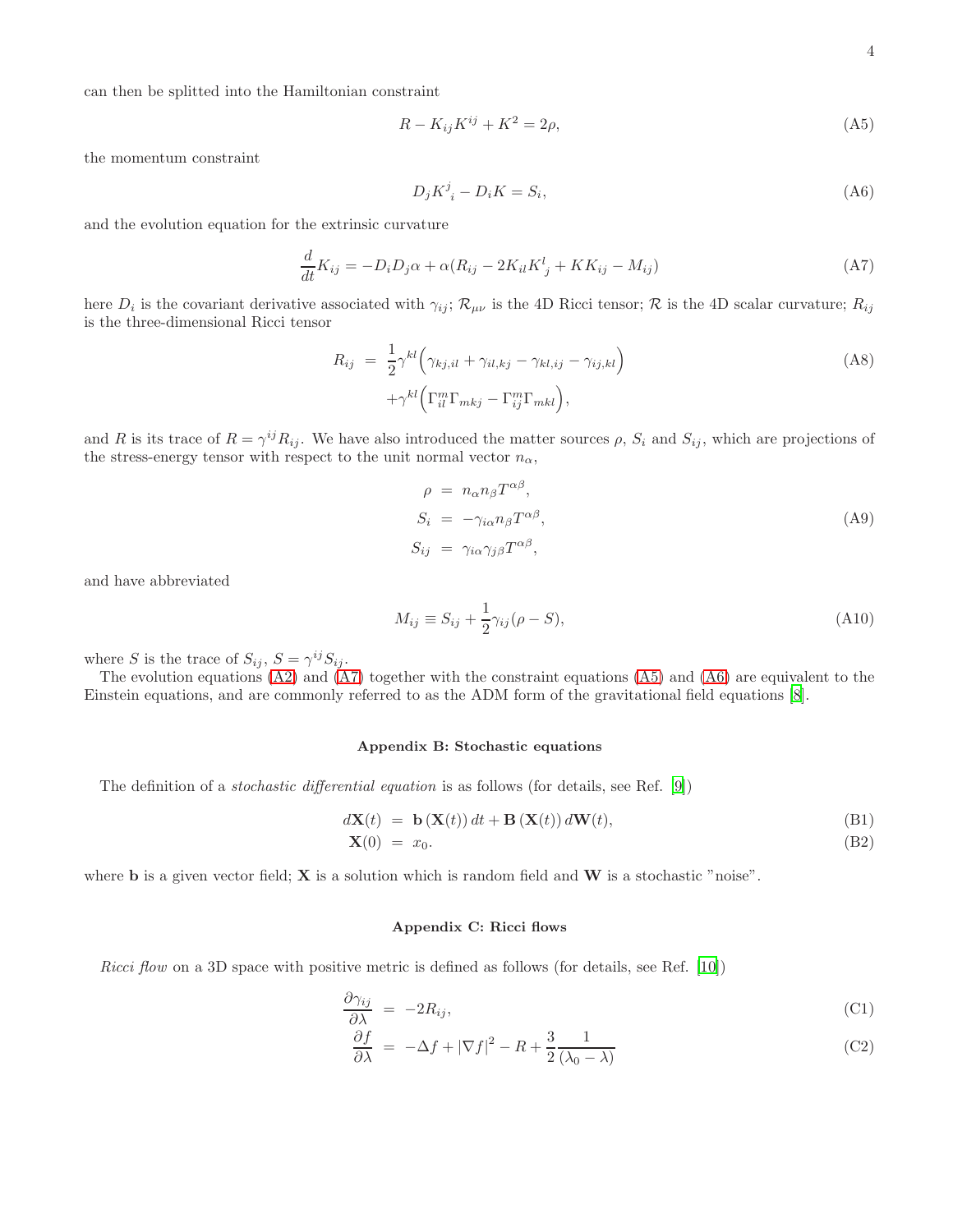can then be splitted into the Hamiltonian constraint

$$R - K_{ij}K^{ij} + K^2 = 2\rho, \tag{A5}$$

the momentum constraint

$$D_j K^j_{\ i} - D_i K = S_i, \tag{A6}$$

and the evolution equation for the extrinsic curvature

$$\frac{d}{dt}K_{ij} = -D_i D_j \alpha + \alpha(R_{ij} - 2K_{il}K^l_{\ j} + KK_{ij} - M_{ij}) \tag{A7}$$

here $D_i$ is the covariant derivative associated with $\gamma_{ij}$; $\mathcal{R}_{\mu\nu}$ is the 4D Ricci tensor; $\mathcal{R}$ is the 4D scalar curvature; $R_{ij}$ is the three-dimensional Ricci tensor

$$\begin{aligned} R_{ij} &= \frac{1}{2}\gamma^{kl}\Big(\gamma_{kj,il} + \gamma_{il,kj} - \gamma_{kl,ij} - \gamma_{ij,kl}\Big) \\ &\quad + \gamma^{kl}\Big(\Gamma^m_{il}\Gamma_{mkj} - \Gamma^m_{ij}\Gamma_{mkl}\Big), \end{aligned} \tag{A8}$$

and $R$ is its trace of $R = \gamma^{ij}R_{ij}$. We have also introduced the matter sources $\rho$, $S_i$ and $S_{ij}$, which are projections of the stress-energy tensor with respect to the unit normal vector $n_\alpha$,

$$\begin{aligned} \rho &= n_\alpha n_\beta T^{\alpha\beta}, \\ S_i &= -\gamma_{i\alpha} n_\beta T^{\alpha\beta}, \\ S_{ij} &= \gamma_{i\alpha}\gamma_{j\beta}T^{\alpha\beta}, \end{aligned} \tag{A9}$$

and have abbreviated

$$M_{ij} \equiv S_{ij} + \frac{1}{2}\gamma_{ij}(\rho - S), \tag{A10}$$

where $S$ is the trace of $S_{ij}$, $S = \gamma^{ij}S_{ij}$.

The evolution equations (A2) and (A7) together with the constraint equations (A5) and (A6) are equivalent to the Einstein equations, and are commonly referred to as the ADM form of the gravitational field equations [8].

## Appendix B: Stochastic equations

The definition of a *stochastic differential equation* is as follows (for details, see Ref. [9])

$$d\mathbf{X}(t) = \mathbf{b}\left(\mathbf{X}(t)\right)dt + \mathbf{B}\left(\mathbf{X}(t)\right)d\mathbf{W}(t), \tag{B1}$$

$$\mathbf{X}(0) = x_0. \tag{B2}$$

where $\mathbf{b}$ is a given vector field; $\mathbf{X}$ is a solution which is random field and $\mathbf{W}$ is a stochastic "noise".

## Appendix C: Ricci flows

*Ricci flow* on a 3D space with positive metric is defined as follows (for details, see Ref. [10])

$$\frac{\partial \gamma_{ij}}{\partial \lambda} = -2R_{ij}, \tag{C1}$$

$$\frac{\partial f}{\partial \lambda} = -\Delta f + |\nabla f|^2 - R + \frac{3}{2}\frac{1}{(\lambda_0 - \lambda)} \tag{C2}$$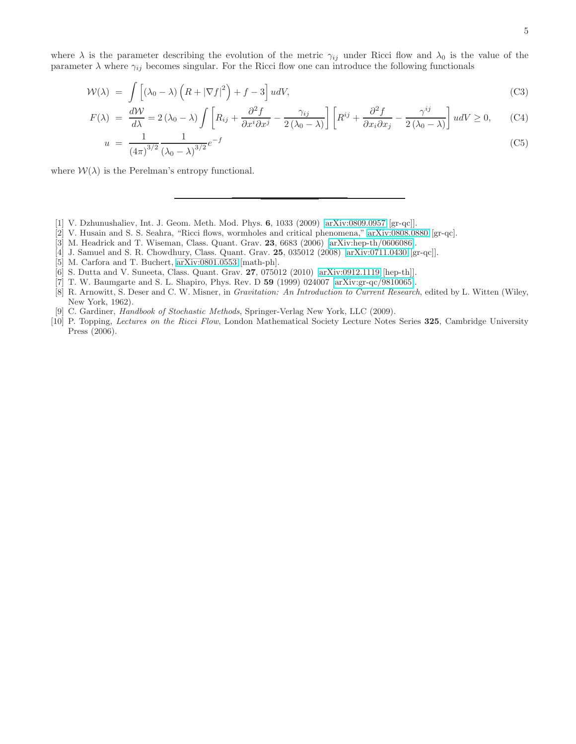where $\lambda$ is the parameter describing the evolution of the metric $\gamma_{ij}$ under Ricci flow and $\lambda_0$ is the value of the parameter $\lambda$ where $\gamma_{ij}$ becomes singular. For the Ricci flow one can introduce the following functionals

$$
\mathcal{W}(\lambda) = \int \left[ (\lambda_0 - \lambda) \left( R + |\nabla f|^2 \right) + f - 3 \right] u dV, \tag{C3}
$$

$$
F(\lambda) = \frac{d\mathcal{W}}{d\lambda} = 2(\lambda_0 - \lambda) \int \left[ R_{ij} + \frac{\partial^2 f}{\partial x^i \partial x^j} - \frac{\gamma_{ij}}{2(\lambda_0 - \lambda)} \right] \left[ R^{ij} + \frac{\partial^2 f}{\partial x_i \partial x_j} - \frac{\gamma^{ij}}{2(\lambda_0 - \lambda)} \right] u dV \geq 0, \tag{C4}
$$

$$
u = \frac{1}{(4\pi)^{3/2}} \frac{1}{(\lambda_0 - \lambda)^{3/2}} e^{-f} \tag{C5}
$$

where $\mathcal{W}(\lambda)$ is the Perelman's entropy functional.

---

[1] V. Dzhunushaliev, Int. J. Geom. Meth. Mod. Phys. **6**, 1033 (2009) [arXiv:0809.0957 [gr-qc]].

[2] V. Husain and S. S. Seahra, "Ricci flows, wormholes and critical phenomena," arXiv:0808.0880 [gr-qc].

[3] M. Headrick and T. Wiseman, Class. Quant. Grav. **23**, 6683 (2006) [arXiv:hep-th/0606086].

[4] J. Samuel and S. R. Chowdhury, Class. Quant. Grav. **25**, 035012 (2008) [arXiv:0711.0430 [gr-qc]].

[5] M. Carfora and T. Buchert, arXiv:0801.0553 [math-ph].

[6] S. Dutta and V. Suneeta, Class. Quant. Grav. **27**, 075012 (2010) [arXiv:0912.1119 [hep-th]].

[7] T. W. Baumgarte and S. L. Shapiro, Phys. Rev. D **59** (1999) 024007 [arXiv:gr-qc/9810065].

[8] R. Arnowitt, S. Deser and C. W. Misner, in *Gravitation: An Introduction to Current Research*, edited by L. Witten (Wiley, New York, 1962).

[9] C. Gardiner, *Handbook of Stochastic Methods*, Springer-Verlag New York, LLC (2009).

[10] P. Topping, *Lectures on the Ricci Flow*, London Mathematical Society Lecture Notes Series **325**, Cambridge University Press (2006).